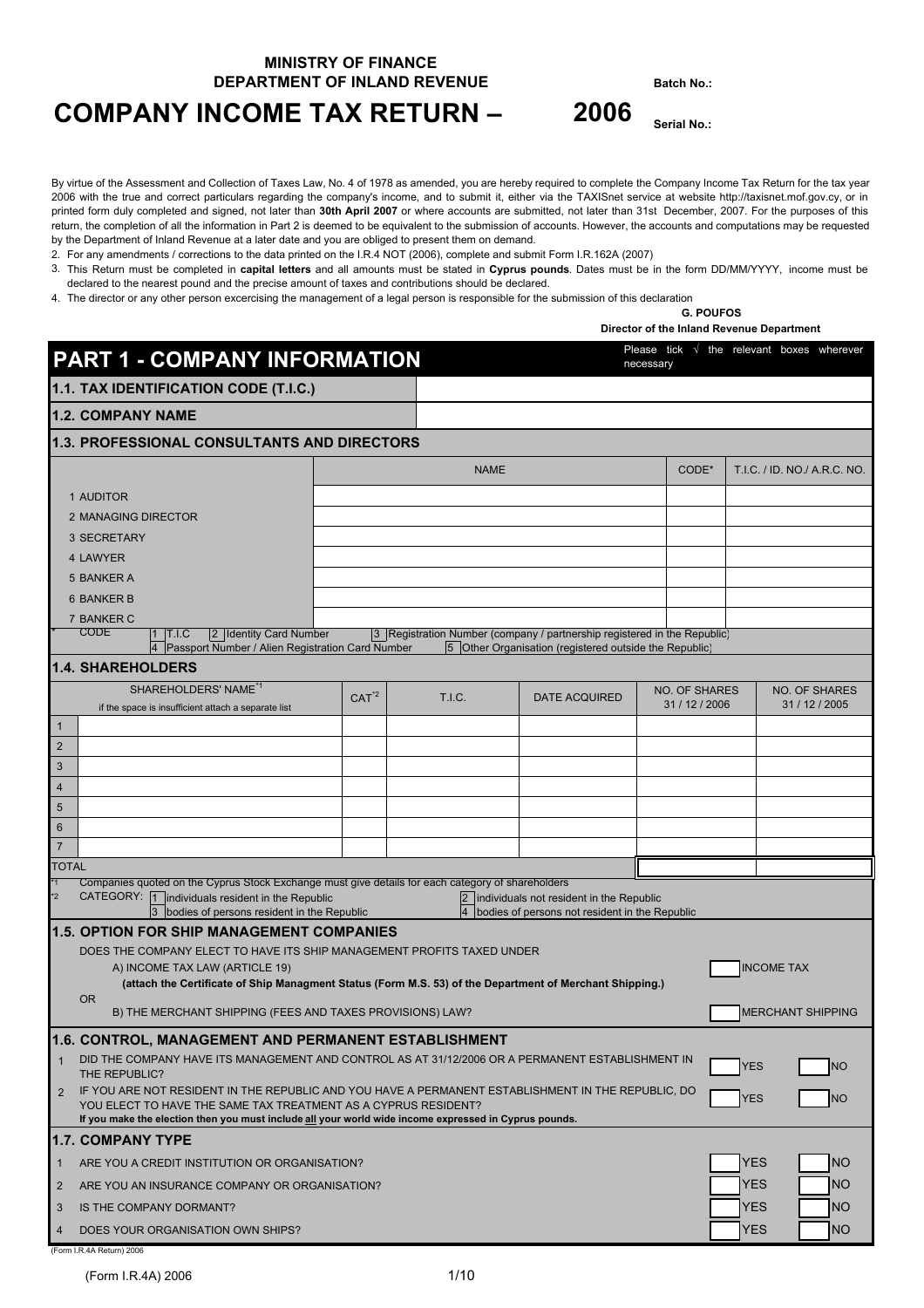**MINISTRY OF FINANCE**
**DEPARTMENT OF INLAND REVENUE**

**Batch No.:**

# COMPANY INCOME TAX RETURN – 2006

**Serial No.:**

By virtue of the Assessment and Collection of Taxes Law, No. 4 of 1978 as amended, you are hereby required to complete the Company Income Tax Return for the tax year 2006 with the true and correct particulars regarding the company's income, and to submit it, either via the TAXISnet service at website http://taxisnet.mof.gov.cy, or in printed form duly completed and signed, not later than **30th April 2007** or where accounts are submitted, not later than 31st December, 2007. For the purposes of this return, the completion of all the information in Part 2 is deemed to be equivalent to the submission of accounts. However, the accounts and computations may be requested by the Department of Inland Revenue at a later date and you are obliged to present them on demand.

2. For any amendments / corrections to the data printed on the I.R.4 NOT (2006), complete and submit Form I.R.162A (2007)
3. This Return must be completed in **capital letters** and all amounts must be stated in **Cyprus pounds**. Dates must be in the form DD/MM/YYYY, income must be declared to the nearest pound and the precise amount of taxes and contributions should be declared.
4. The director or any other person excercising the management of a legal person is responsible for the submission of this declaration

**G. POUFOS**
**Director of the Inland Revenue Department**

## PART 1 - COMPANY INFORMATION

Please tick √ the relevant boxes wherever necessary

| | |
|---|---|
| **1.1. TAX IDENTIFICATION CODE (T.I.C.)** | |
| **1.2. COMPANY NAME** | |

### 1.3. PROFESSIONAL CONSULTANTS AND DIRECTORS

| | NAME | CODE* | T.I.C. / ID. NO./ A.R.C. NO. |
|---|---|---|---|
| 1 AUDITOR | | | |
| 2 MANAGING DIRECTOR | | | |
| 3 SECRETARY | | | |
| 4 LAWYER | | | |
| 5 BANKER A | | | |
| 6 BANKER B | | | |
| 7 BANKER C | | | |

\* CODE: 1 T.I.C; 2 Identity Card Number; 3 Registration Number (company / partnership registered in the Republic); 4 Passport Number / Alien Registration Card Number; 5 Other Organisation (registered outside the Republic)

### 1.4. SHAREHOLDERS

| | SHAREHOLDERS' NAME[*1] if the space is insufficient attach a separate list | CAT[*2] | T.I.C. | DATE ACQUIRED | NO. OF SHARES 31 / 12 / 2006 | NO. OF SHARES 31 / 12 / 2005 |
|---|---|---|---|---|---|---|
| 1 | | | | | | |
| 2 | | | | | | |
| 3 | | | | | | |
| 4 | | | | | | |
| 5 | | | | | | |
| 6 | | | | | | |
| 7 | | | | | | |
| TOTAL | | | | | | |

[*1] Companies quoted on the Cyprus Stock Exchange must give details for each category of shareholders

[*2] CATEGORY: 1 individuals resident in the Republic; 2 individuals not resident in the Republic; 3 bodies of persons resident in the Republic; 4 bodies of persons not resident in the Republic

### 1.5. OPTION FOR SHIP MANAGEMENT COMPANIES

DOES THE COMPANY ELECT TO HAVE ITS SHIP MANAGEMENT PROFITS TAXED UNDER

A) INCOME TAX LAW (ARTICLE 19) ☐ INCOME TAX

**(attach the Certificate of Ship Managment Status (Form M.S. 53) of the Department of Merchant Shipping.)**

OR

B) THE MERCHANT SHIPPING (FEES AND TAXES PROVISIONS) LAW? ☐ MERCHANT SHIPPING

### 1.6. CONTROL, MANAGEMENT AND PERMANENT ESTABLISHMENT

1. DID THE COMPANY HAVE ITS MANAGEMENT AND CONTROL AS AT 31/12/2006 OR A PERMANENT ESTABLISHMENT IN THE REPUBLIC? ☐ YES ☐ NO
2. IF YOU ARE NOT RESIDENT IN THE REPUBLIC AND YOU HAVE A PERMANENT ESTABLISHMENT IN THE REPUBLIC, DO YOU ELECT TO HAVE THE SAME TAX TREATMENT AS A CYPRUS RESIDENT? ☐ YES ☐ NO
   **If you make the election then you must include all your world wide income expressed in Cyprus pounds.**

### 1.7. COMPANY TYPE

1. ARE YOU A CREDIT INSTITUTION OR ORGANISATION? ☐ YES ☐ NO
2. ARE YOU AN INSURANCE COMPANY OR ORGANISATION? ☐ YES ☐ NO
3. IS THE COMPANY DORMANT? ☐ YES ☐ NO
4. DOES YOUR ORGANISATION OWN SHIPS? ☐ YES ☐ NO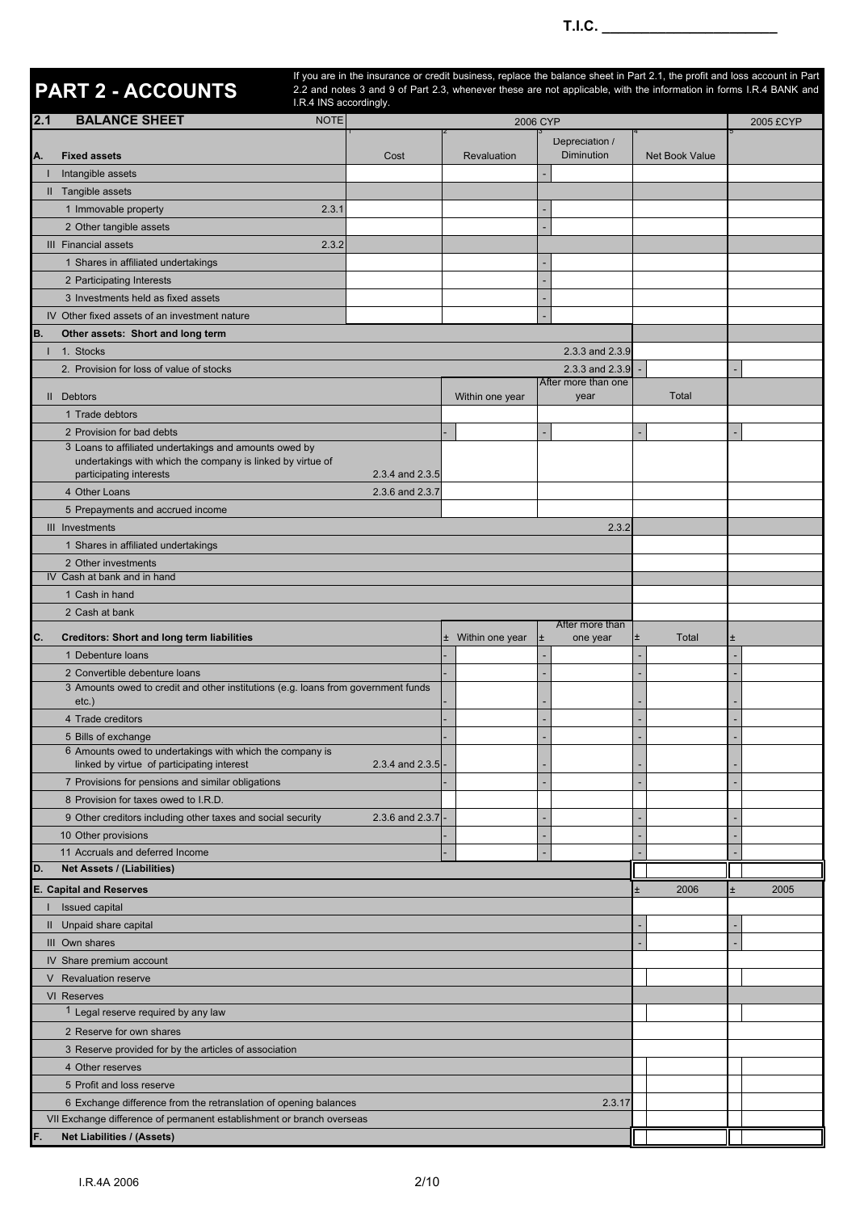T.I.C. ______________________

# PART 2 - ACCOUNTS

If you are in the insurance or credit business, replace the balance sheet in Part 2.1, the profit and loss account in Part 2.2 and notes 3 and 9 of Part 2.3, whenever these are not applicable, with the information in forms I.R.4 BANK and I.R.4 INS accordingly.

## 2.1 BALANCE SHEET

| | NOTE | 2006 CYP | | | | 2005 £CYP |
|---|---|---|---|---|---|---|
| | | 1 | 2 | 3 | 4 | 5 |
| **A. Fixed assets** | | Cost | Revaluation | Depreciation / Diminution | Net Book Value | |
| I Intangible assets | | | | - | | |
| II Tangible assets | | | | | | |
| 1 Immovable property | 2.3.1 | | | - | | |
| 2 Other tangible assets | | | | - | | |
| III Financial assets | 2.3.2 | | | | | |
| 1 Shares in affiliated undertakings | | | | - | | |
| 2 Participating Interests | | | | - | | |
| 3 Investments held as fixed assets | | | | - | | |
| IV Other fixed assets of an investment nature | | | | - | | |
| **B. Other assets: Short and long term** | | | | | | |
| I 1. Stocks | | | | 2.3.3 and 2.3.9 | | |
| 2. Provision for loss of value of stocks | | | | 2.3.3 and 2.3.9 | - | - |
| II Debtors | | | Within one year | After more than one year | Total | |
| 1 Trade debtors | | | | | | |
| 2 Provision for bad debts | | | - | - | - | - |
| 3 Loans to affiliated undertakings and amounts owed by undertakings with which the company is linked by virtue of participating interests | 2.3.4 and 2.3.5 | | | | | |
| 4 Other Loans | 2.3.6 and 2.3.7 | | | | | |
| 5 Prepayments and accrued income | | | | | | |
| III Investments | | | | 2.3.2 | | |
| 1 Shares in affiliated undertakings | | | | | | |
| 2 Other investments | | | | | | |
| IV Cash at bank and in hand | | | | | | |
| 1 Cash in hand | | | | | | |
| 2 Cash at bank | | | | | | |
| **C. Creditors: Short and long term liabilities** | | | ± Within one year | ± After more than one year | ± Total | ± |
| 1 Debenture loans | | | - | - | - | - |
| 2 Convertible debenture loans | | | - | - | - | - |
| 3 Amounts owed to credit and other institutions (e.g. loans from government funds etc.) | | | - | - | - | - |
| 4 Trade creditors | | | - | - | - | - |
| 5 Bills of exchange | | | - | - | - | - |
| 6 Amounts owed to undertakings with which the company is linked by virtue of participating interest | 2.3.4 and 2.3.5 | | - | - | - | - |
| 7 Provisions for pensions and similar obligations | | | - | - | - | - |
| 8 Provision for taxes owed to I.R.D. | | | | | | |
| 9 Other creditors including other taxes and social security | 2.3.6 and 2.3.7 | | - | - | - | - |
| 10 Other provisions | | | - | - | - | - |
| 11 Accruals and deferred Income | | | - | - | - | - |
| **D. Net Assets / (Liabilities)** | | | | | | |
| **E. Capital and Reserves** | | | | | ± 2006 | ± 2005 |
| I Issued capital | | | | | | |
| II Unpaid share capital | | | | | - | - |
| III Own shares | | | | | - | - |
| IV Share premium account | | | | | | |
| V Revaluation reserve | | | | | | |
| VI Reserves | | | | | | |
| 1 Legal reserve required by any law | | | | | | |
| 2 Reserve for own shares | | | | | | |
| 3 Reserve provided for by the articles of association | | | | | | |
| 4 Other reserves | | | | | | |
| 5 Profit and loss reserve | | | | | | |
| 6 Exchange difference from the retranslation of opening balances | | | | 2.3.17 | | |
| VII Exchange difference of permanent establishment or branch overseas | | | | | | |
| **F. Net Liabilities / (Assets)** | | | | | | |

I.R.4A 2006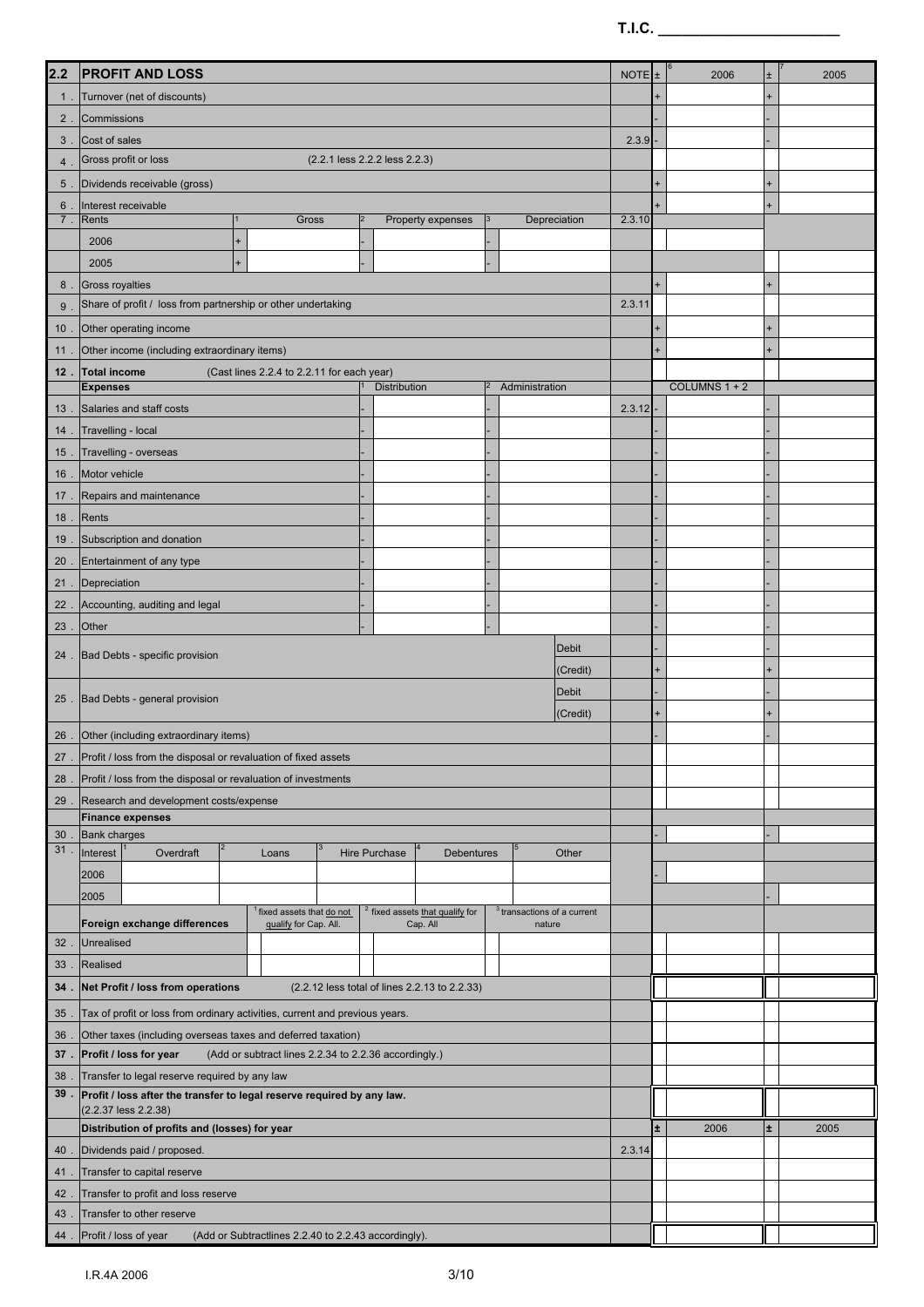T.I.C. ______________________

## 2.2 PROFIT AND LOSS

| | | NOTE | ± | 2006 | ± | 2005 |
|---|---|---|---|---|---|---|
| 1 . | Turnover (net of discounts) | | + | | + | |
| 2 . | Commissions | | - | | - | |
| 3 . | Cost of sales | 2.3.9 | - | | - | |
| 4 . | Gross profit or loss (2.2.1 less 2.2.2 less 2.2.3) | | | | | |
| 5 . | Dividends receivable (gross) | | + | | + | |
| 6 . | Interest receivable | | + | | + | |

| 7 . Rents | Gross | | Property expenses | | Depreciation | NOTE | ± | 2006 | ± | 2005 |
|---|---|---|---|---|---|---|---|---|---|---|
| 2006 | + | | - | | - | 2.3.10 | | | | |
| 2005 | + | | - | | - | | | | | |

| | | NOTE | ± | 2006 | ± | 2005 |
|---|---|---|---|---|---|---|
| 8 . | Gross royalties | | + | | + | |
| 9 . | Share of profit / loss from partnership or other undertaking | 2.3.11 | | | | |
| 10 . | Other operating income | | + | | + | |
| 11 . | Other income (including extraordinary items) | | + | | + | |
| 12 . | **Total income** (Cast lines 2.2.4 to 2.2.11 for each year) | | | | | |

| **Expenses** | ± | 1 Distribution | ± | 2 Administration | NOTE | ± | COLUMNS 1 + 2 | ± | 2005 |
|---|---|---|---|---|---|---|---|---|---|
| 13 . Salaries and staff costs | - | | - | | 2.3.12 | - | | - | |
| 14 . Travelling - local | - | | - | | | - | | - | |
| 15 . Travelling - overseas | - | | - | | | - | | - | |
| 16 . Motor vehicle | - | | - | | | - | | - | |
| 17 . Repairs and maintenance | - | | - | | | - | | - | |
| 18 . Rents | - | | - | | | - | | - | |
| 19 . Subscription and donation | - | | - | | | - | | - | |
| 20 . Entertainment of any type | - | | - | | | - | | - | |
| 21 . Depreciation | - | | - | | | - | | - | |
| 22 . Accounting, auditing and legal | - | | - | | | - | | - | |
| 23 . Other | - | | - | | | - | | - | |

| | | | NOTE | ± | 2006 | ± | 2005 |
|---|---|---|---|---|---|---|---|
| 24 . | Bad Debts - specific provision | Debit | | - | | - | |
| | | (Credit) | | + | | + | |
| 25 . | Bad Debts - general provision | Debit | | - | | - | |
| | | (Credit) | | + | | + | |
| 26 . | Other (including extraordinary items) | | | - | | - | |
| 27 . | Profit / loss from the disposal or revaluation of fixed assets | | | | | | |
| 28 . | Profit / loss from the disposal or revaluation of investments | | | | | | |
| 29 . | Research and development costs/expense | | | | | | |
| | **Finance expenses** | | | | | | |
| 30 . | Bank charges | | | - | | - | |

| 31 . Interest | 1 Overdraft | 2 Loans | 3 Hire Purchase | 4 Debentures | 5 Other | ± | 2006 | ± | 2005 |
|---|---|---|---|---|---|---|---|---|---|
| 2006 | | | | | | - | | | |
| 2005 | | | | | | | | - | |

| **Foreign exchange differences** | 1 fixed assets that do not qualify for Cap. All. | 2 fixed assets that qualify for Cap. All | 3 transactions of a current nature | ± | 2006 | ± | 2005 |
|---|---|---|---|---|---|---|---|
| 32 . Unrealised | | | | | | | |
| 33 . Realised | | | | | | | |

| | | NOTE | ± | 2006 | ± | 2005 |
|---|---|---|---|---|---|---|
| 34 . | **Net Profit / loss from operations** (2.2.12 less total of lines 2.2.13 to 2.2.33) | | | | | |
| 35 . | Tax of profit or loss from ordinary activities, current and previous years. | | | | | |
| 36 . | Other taxes (including overseas taxes and deferred taxation) | | | | | |
| 37 . | **Profit / loss for year** (Add or subtract lines 2.2.34 to 2.2.36 accordingly.) | | | | | |
| 38 . | Transfer to legal reserve required by any law | | | | | |
| 39 . | **Profit / loss after the transfer to legal reserve required by any law.** (2.2.37 less 2.2.38) | | | | | |
| | **Distribution of profits and (losses) for year** | | ± | 2006 | ± | 2005 |
| 40 . | Dividends paid / proposed. | 2.3.14 | | | | |
| 41 . | Transfer to capital reserve | | | | | |
| 42 . | Transfer to profit and loss reserve | | | | | |
| 43 . | Transfer to other reserve | | | | | |
| 44 . | Profit / loss of year (Add or Subtractlines 2.2.40 to 2.2.43 accordingly). | | | | | |

I.R.4A 2006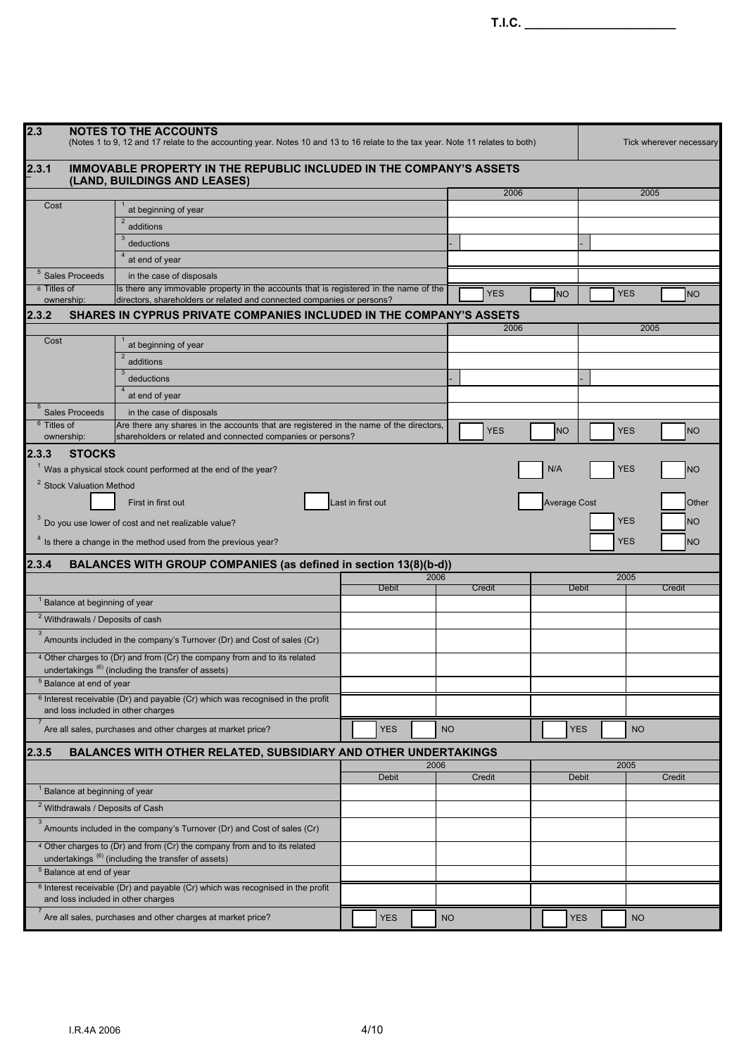T.I.C. ____________________

## 2.3 NOTES TO THE ACCOUNTS

(Notes 1 to 9, 12 and 17 relate to the accounting year. Notes 10 and 13 to 16 relate to the tax year. Note 11 relates to both)

Tick wherever necessary

### 2.3.1 IMMOVABLE PROPERTY IN THE REPUBLIC INCLUDED IN THE COMPANY'S ASSETS (LAND, BUILDINGS AND LEASES)

| | | 2006 | | 2005 | |
|---|---|---|---|---|---|
| Cost | [1] at beginning of year | | | | |
| | [2] additions | | | | |
| | [3] deductions | - | | - | |
| | [4] at end of year | | | | |
| [5] Sales Proceeds | in the case of disposals | | | | |
| [6] Titles of ownership: | Is there any immovable property in the accounts that is registered in the name of the directors, shareholders or related and connected companies or persons? | YES | NO | YES | NO |

### 2.3.2 SHARES IN CYPRUS PRIVATE COMPANIES INCLUDED IN THE COMPANY'S ASSETS

| | | 2006 | | 2005 | |
|---|---|---|---|---|---|
| Cost | [1] at beginning of year | | | | |
| | [2] additions | | | | |
| | [3] deductions | - | | - | |
| | [4] at end of year | | | | |
| [5] Sales Proceeds | in the case of disposals | | | | |
| [6] Titles of ownership: | Are there any shares in the accounts that are registered in the name of the directors, shareholders or related and connected companies or persons? | YES | NO | YES | NO |

### 2.3.3 STOCKS

[1] Was a physical stock count performed at the end of the year? ☐ N/A ☐ YES ☐ NO

[2] Stock Valuation Method

☐ First in first out ☐ Last in first out ☐ Average Cost ☐ Other

[3] Do you use lower of cost and net realizable value? ☐ YES ☐ NO

[4] Is there a change in the method used from the previous year? ☐ YES ☐ NO

### 2.3.4 BALANCES WITH GROUP COMPANIES (as defined in section 13(8)(b-d))

| | 2006 | | 2005 | |
|---|---|---|---|---|
| | Debit | Credit | Debit | Credit |
| [1] Balance at beginning of year | | | | |
| [2] Withdrawals / Deposits of cash | | | | |
| [3] Amounts included in the company's Turnover (Dr) and Cost of sales (Cr) | | | | |
| [4] Other charges to (Dr) and from (Cr) the company from and to its related undertakings [(6)] (including the transfer of assets) | | | | |
| [5] Balance at end of year | | | | |
| [6] Interest receivable (Dr) and payable (Cr) which was recognised in the profit and loss included in other charges | | | | |
| [7] Are all sales, purchases and other charges at market price? | YES | NO | YES | NO |

### 2.3.5 BALANCES WITH OTHER RELATED, SUBSIDIARY AND OTHER UNDERTAKINGS

| | 2006 | | 2005 | |
|---|---|---|---|---|
| | Debit | Credit | Debit | Credit |
| [1] Balance at beginning of year | | | | |
| [2] Withdrawals / Deposits of Cash | | | | |
| [3] Amounts included in the company's Turnover (Dr) and Cost of sales (Cr) | | | | |
| [4] Other charges to (Dr) and from (Cr) the company from and to its related undertakings [(6)] (including the transfer of assets) | | | | |
| [5] Balance at end of year | | | | |
| [6] Interest receivable (Dr) and payable (Cr) which was recognised in the profit and loss included in other charges | | | | |
| [7] Are all sales, purchases and other charges at market price? | YES | NO | YES | NO |

I.R.4A 2006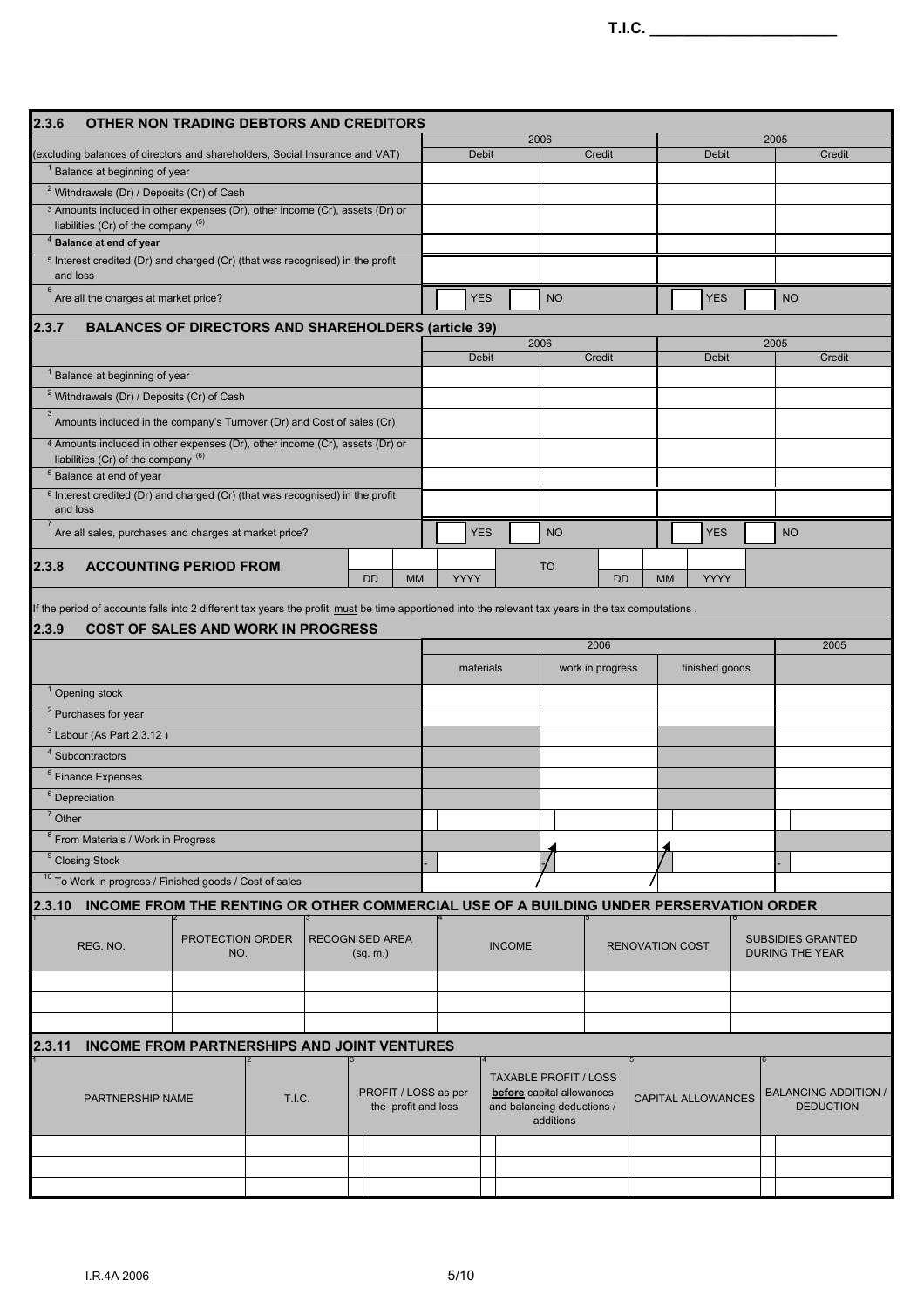T.I.C. ____________________

## 2.3.6 OTHER NON TRADING DEBTORS AND CREDITORS

| (excluding balances of directors and shareholders, Social Insurance and VAT) | 2006 Debit | 2006 Credit | 2005 Debit | 2005 Credit |
|---|---|---|---|---|
| [1] Balance at beginning of year | | | | |
| [2] Withdrawals (Dr) / Deposits (Cr) of Cash | | | | |
| [3] Amounts included in other expenses (Dr), other income (Cr), assets (Dr) or liabilities (Cr) of the company [(5)] | | | | |
| [4] **Balance at end of year** | | | | |
| [5] Interest credited (Dr) and charged (Cr) (that was recognised) in the profit and loss | | | | |
| [6] Are all the charges at market price? | YES | NO | YES | NO |

## 2.3.7 BALANCES OF DIRECTORS AND SHAREHOLDERS (article 39)

| | 2006 Debit | 2006 Credit | 2005 Debit | 2005 Credit |
|---|---|---|---|---|
| [1] Balance at beginning of year | | | | |
| [2] Withdrawals (Dr) / Deposits (Cr) of Cash | | | | |
| [3] Amounts included in the company's Turnover (Dr) and Cost of sales (Cr) | | | | |
| [4] Amounts included in other expenses (Dr), other income (Cr), assets (Dr) or liabilities (Cr) of the company [(6)] | | | | |
| [5] Balance at end of year | | | | |
| [6] Interest credited (Dr) and charged (Cr) (that was recognised) in the profit and loss | | | | |
| [7] Are all sales, purchases and charges at market price? | YES | NO | YES | NO |

## 2.3.8 ACCOUNTING PERIOD FROM

| | DD | MM | YYYY | TO | DD | MM | YYYY |
|---|---|---|---|---|---|---|---|
| ACCOUNTING PERIOD FROM | | | | TO | | | |

If the period of accounts falls into 2 different tax years the profit must be time apportioned into the relevant tax years in the tax computations .

## 2.3.9 COST OF SALES AND WORK IN PROGRESS

| | 2006 materials | 2006 work in progress | 2006 finished goods | 2005 |
|---|---|---|---|---|
| [1] Opening stock | | | | |
| [2] Purchases for year | | | | |
| [3] Labour (As Part 2.3.12 ) | | | | |
| [4] Subcontractors | | | | |
| [5] Finance Expenses | | | | |
| [6] Depreciation | | | | |
| [7] Other | | | | |
| [8] From Materials / Work in Progress | | | | |
| [9] Closing Stock | - | - | - | - |
| [10] To Work in progress / Finished goods / Cost of sales | | | | |

## 2.3.10 INCOME FROM THE RENTING OR OTHER COMMERCIAL USE OF A BUILDING UNDER PERSERVATION ORDER

| [1] REG. NO. | [2] PROTECTION ORDER NO. | [3] RECOGNISED AREA (sq. m.) | [4] INCOME | [5] RENOVATION COST | [6] SUBSIDIES GRANTED DURING THE YEAR |
|---|---|---|---|---|---|
| | | | | | |
| | | | | | |
| | | | | | |

## 2.3.11 INCOME FROM PARTNERSHIPS AND JOINT VENTURES

| [1] PARTNERSHIP NAME | [2] T.I.C. | [3] PROFIT / LOSS as per the profit and loss | [4] TAXABLE PROFIT / LOSS **before** capital allowances and balancing deductions / additions | [5] CAPITAL ALLOWANCES | [6] BALANCING ADDITION / DEDUCTION |
|---|---|---|---|---|---|
| | | | | | |
| | | | | | |
| | | | | | |

I.R.4A 2006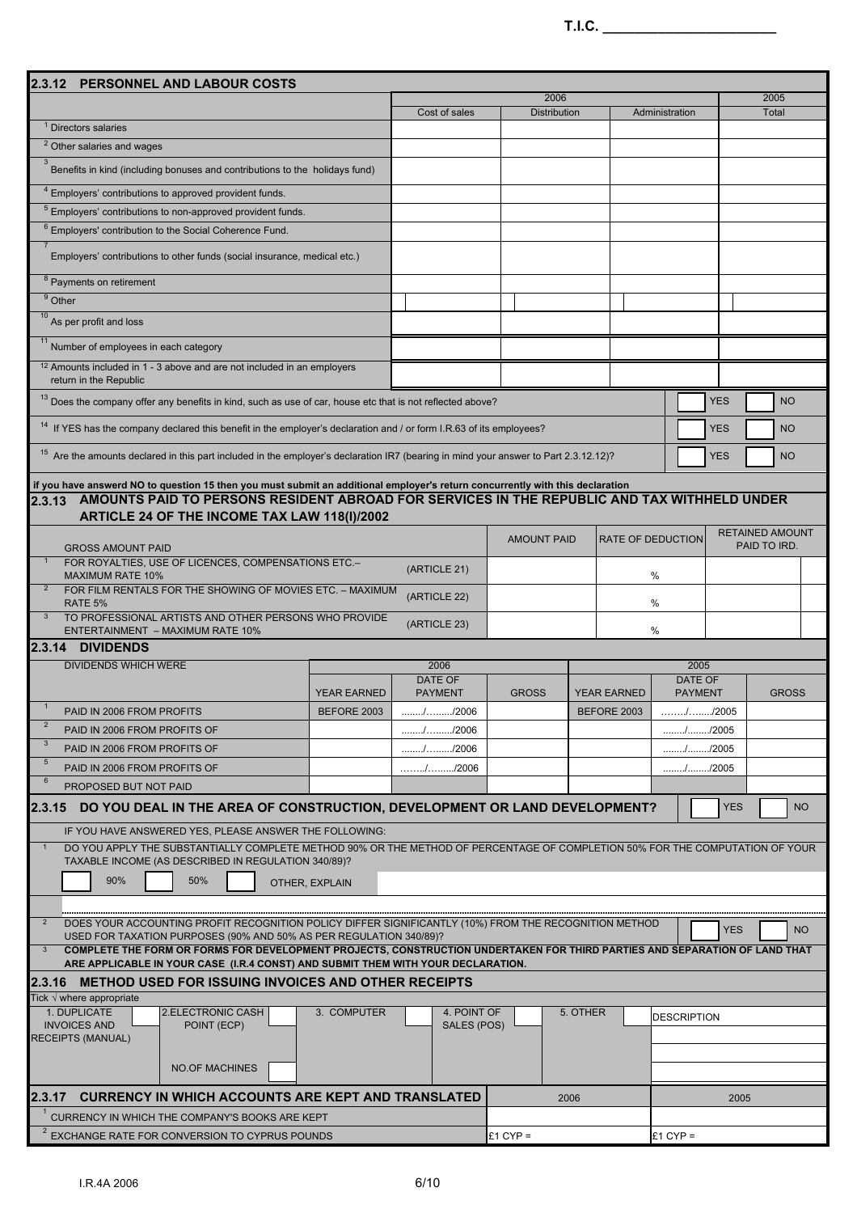T.I.C. ______________________

## 2.3.12 PERSONNEL AND LABOUR COSTS

| | 2006 | | | 2005 |
|---|---|---|---|---|
| | Cost of sales | Distribution | Administration | Total |
| [1] Directors salaries | | | | |
| [2] Other salaries and wages | | | | |
| [3] Benefits in kind (including bonuses and contributions to the holidays fund) | | | | |
| [4] Employers' contributions to approved provident funds. | | | | |
| [5] Employers' contributions to non-approved provident funds. | | | | |
| [6] Employers' contribution to the Social Coherence Fund. | | | | |
| [7] Employers' contributions to other funds (social insurance, medical etc.) | | | | |
| [8] Payments on retirement | | | | |
| [9] Other | | | | |
| [10] As per profit and loss | | | | |
| [11] Number of employees in each category | | | | |
| [12] Amounts included in 1 - 3 above and are not included in an employers return in the Republic | | | | |

| | | |
|---|---|---|
| [13] Does the company offer any benefits in kind, such as use of car, house etc that is not reflected above? | YES | NO |
| [14] If YES has the company declared this benefit in the employer's declaration and / or form I.R.63 of its employees? | YES | NO |
| [15] Are the amounts declared in this part included in the employer's declaration IR7 (bearing in mind your answer to Part 2.3.12.12)? | YES | NO |

**if you have answerd NO to question 15 then you must submit an additional employer's return concurrently with this declaration**

## 2.3.13 AMOUNTS PAID TO PERSONS RESIDENT ABROAD FOR SERVICES IN THE REPUBLIC AND TAX WITHHELD UNDER ARTICLE 24 OF THE INCOME TAX LAW 118(I)/2002

| GROSS AMOUNT PAID | | AMOUNT PAID | RATE OF DEDUCTION | RETAINED AMOUNT PAID TO IRD. |
|---|---|---|---|---|
| [1] FOR ROYALTIES, USE OF LICENCES, COMPENSATIONS ETC.– MAXIMUM RATE 10% | (ARTICLE 21) | | % | |
| [2] FOR FILM RENTALS FOR THE SHOWING OF MOVIES ETC. – MAXIMUM RATE 5% | (ARTICLE 22) | | % | |
| [3] TO PROFESSIONAL ARTISTS AND OTHER PERSONS WHO PROVIDE ENTERTAINMENT – MAXIMUM RATE 10% | (ARTICLE 23) | | % | |

## 2.3.14 DIVIDENDS

| DIVIDENDS WHICH WERE | 2006 | | | 2005 | | |
|---|---|---|---|---|---|---|
| | YEAR EARNED | DATE OF PAYMENT | GROSS | YEAR EARNED | DATE OF PAYMENT | GROSS |
| [1] PAID IN 2006 FROM PROFITS | BEFORE 2003 | ......../........./2006 | | BEFORE 2003 | ......../......../2005 | |
| [2] PAID IN 2006 FROM PROFITS OF | | ......../........./2006 | | | ......../......../2005 | |
| [3] PAID IN 2006 FROM PROFITS OF | | ......../........./2006 | | | ......../......../2005 | |
| [5] PAID IN 2006 FROM PROFITS OF | | ......../........./2006 | | | ......../......../2005 | |
| [6] PROPOSED BUT NOT PAID | | | | | | |

## 2.3.15 DO YOU DEAL IN THE AREA OF CONSTRUCTION, DEVELOPMENT OR LAND DEVELOPMENT? YES NO

IF YOU HAVE ANSWERED YES, PLEASE ANSWER THE FOLLOWING:

[1] DO YOU APPLY THE SUBSTANTIALLY COMPLETE METHOD 90% OR THE METHOD OF PERCENTAGE OF COMPLETION 50% FOR THE COMPUTATION OF YOUR TAXABLE INCOME (AS DESCRIBED IN REGULATION 340/89)?

90% ☐ 50% ☐ OTHER, EXPLAIN ☐

[2] DOES YOUR ACCOUNTING PROFIT RECOGNITION POLICY DIFFER SIGNIFICANTLY (10%) FROM THE RECOGNITION METHOD USED FOR TAXATION PURPOSES (90% AND 50% AS PER REGULATION 340/89)? YES NO

[3] **COMPLETE THE FORM OR FORMS FOR DEVELOPMENT PROJECTS, CONSTRUCTION UNDERTAKEN FOR THIRD PARTIES AND SEPARATION OF LAND THAT ARE APPLICABLE IN YOUR CASE (I.R.4 CONST) AND SUBMIT THEM WITH YOUR DECLARATION.**

## 2.3.16 METHOD USED FOR ISSUING INVOICES AND OTHER RECEIPTS

Tick √ where appropriate

| 1. DUPLICATE INVOICES AND RECEIPTS (MANUAL) | 2. ELECTRONIC CASH POINT (ECP) | 3. COMPUTER | 4. POINT OF SALES (POS) | 5. OTHER | DESCRIPTION |
|---|---|---|---|---|---|
| | NO.OF MACHINES | | | | |

## 2.3.17 CURRENCY IN WHICH ACCOUNTS ARE KEPT AND TRANSLATED

| | 2006 | 2005 |
|---|---|---|
| [1] CURRENCY IN WHICH THE COMPANY'S BOOKS ARE KEPT | | |
| [2] EXCHANGE RATE FOR CONVERSION TO CYPRUS POUNDS | £1 CYP = | £1 CYP = |

I.R.4A 2006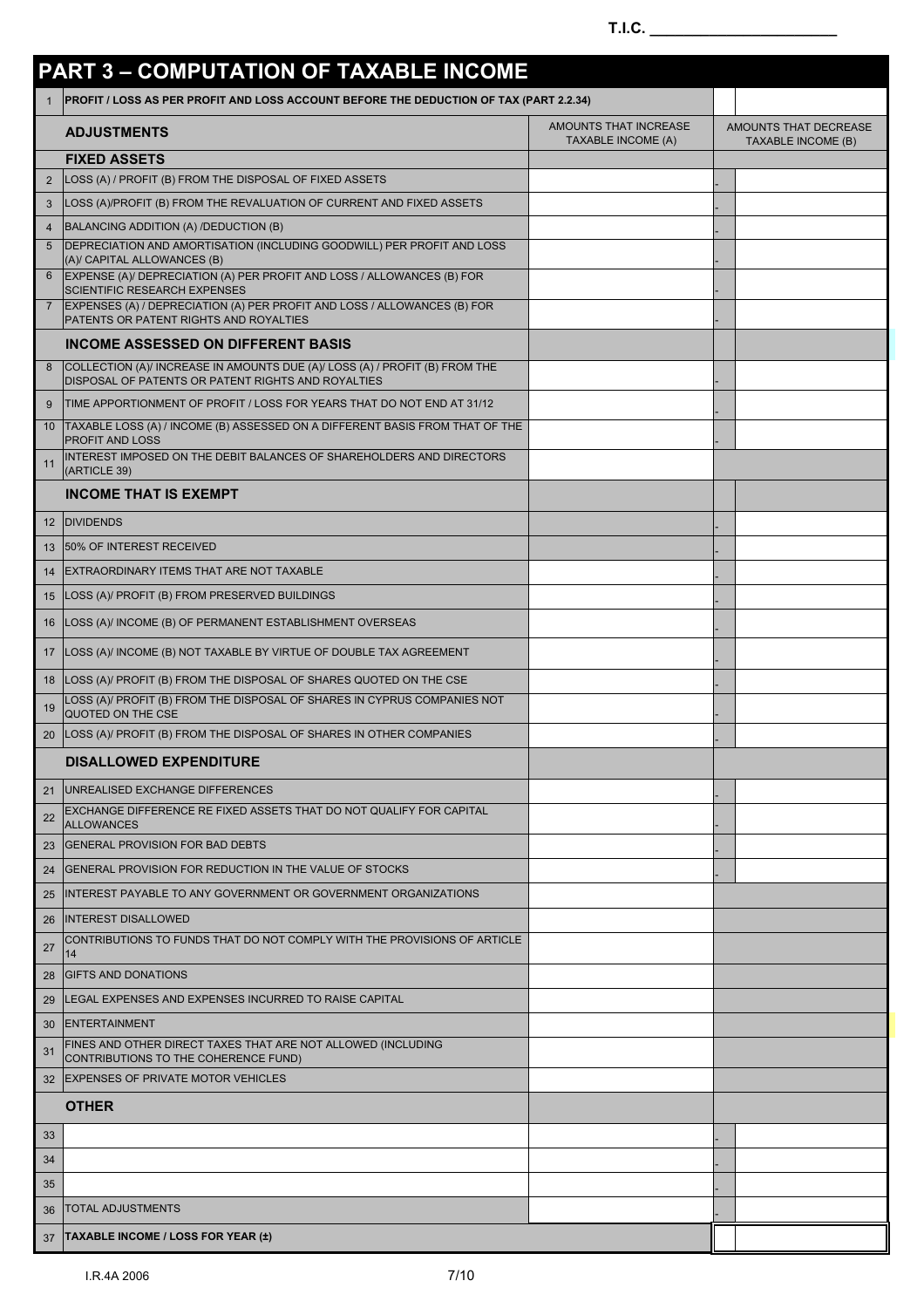T.I.C. ______________________

## PART 3 – COMPUTATION OF TAXABLE INCOME

| No. | Item | AMOUNTS THAT INCREASE TAXABLE INCOME (A) | AMOUNTS THAT DECREASE TAXABLE INCOME (B) |
|---|---|---|---|
| 1 | **PROFIT / LOSS AS PER PROFIT AND LOSS ACCOUNT BEFORE THE DEDUCTION OF TAX (PART 2.2.34)** | | |
| | **ADJUSTMENTS** | AMOUNTS THAT INCREASE TAXABLE INCOME (A) | AMOUNTS THAT DECREASE TAXABLE INCOME (B) |
| | **FIXED ASSETS** | | |
| 2 | LOSS (A) / PROFIT (B) FROM THE DISPOSAL OF FIXED ASSETS | | - |
| 3 | LOSS (A)/PROFIT (B) FROM THE REVALUATION OF CURRENT AND FIXED ASSETS | | - |
| 4 | BALANCING ADDITION (A) /DEDUCTION (B) | | - |
| 5 | DEPRECIATION AND AMORTISATION (INCLUDING GOODWILL) PER PROFIT AND LOSS (A)/ CAPITAL ALLOWANCES (B) | | - |
| 6 | EXPENSE (A)/ DEPRECIATION (A) PER PROFIT AND LOSS / ALLOWANCES (B) FOR SCIENTIFIC RESEARCH EXPENSES | | - |
| 7 | EXPENSES (A) / DEPRECIATION (A) PER PROFIT AND LOSS / ALLOWANCES (B) FOR PATENTS OR PATENT RIGHTS AND ROYALTIES | | - |
| | **INCOME ASSESSED ON DIFFERENT BASIS** | | |
| 8 | COLLECTION (A)/ INCREASE IN AMOUNTS DUE (A)/ LOSS (A) / PROFIT (B) FROM THE DISPOSAL OF PATENTS OR PATENT RIGHTS AND ROYALTIES | | - |
| 9 | TIME APPORTIONMENT OF PROFIT / LOSS FOR YEARS THAT DO NOT END AT 31/12 | | - |
| 10 | TAXABLE LOSS (A) / INCOME (B) ASSESSED ON A DIFFERENT BASIS FROM THAT OF THE PROFIT AND LOSS | | - |
| 11 | INTEREST IMPOSED ON THE DEBIT BALANCES OF SHAREHOLDERS AND DIRECTORS (ARTICLE 39) | | |
| | **INCOME THAT IS EXEMPT** | | |
| 12 | DIVIDENDS | | - |
| 13 | 50% OF INTEREST RECEIVED | | - |
| 14 | EXTRAORDINARY ITEMS THAT ARE NOT TAXABLE | | - |
| 15 | LOSS (A)/ PROFIT (B) FROM PRESERVED BUILDINGS | | - |
| 16 | LOSS (A)/ INCOME (B) OF PERMANENT ESTABLISHMENT OVERSEAS | | - |
| 17 | LOSS (A)/ INCOME (B) NOT TAXABLE BY VIRTUE OF DOUBLE TAX AGREEMENT | | - |
| 18 | LOSS (A)/ PROFIT (B) FROM THE DISPOSAL OF SHARES QUOTED ON THE CSE | | - |
| 19 | LOSS (A)/ PROFIT (B) FROM THE DISPOSAL OF SHARES IN CYPRUS COMPANIES NOT QUOTED ON THE CSE | | - |
| 20 | LOSS (A)/ PROFIT (B) FROM THE DISPOSAL OF SHARES IN OTHER COMPANIES | | - |
| | **DISALLOWED EXPENDITURE** | | |
| 21 | UNREALISED EXCHANGE DIFFERENCES | | - |
| 22 | EXCHANGE DIFFERENCE RE FIXED ASSETS THAT DO NOT QUALIFY FOR CAPITAL ALLOWANCES | | - |
| 23 | GENERAL PROVISION FOR BAD DEBTS | | - |
| 24 | GENERAL PROVISION FOR REDUCTION IN THE VALUE OF STOCKS | | - |
| 25 | INTEREST PAYABLE TO ANY GOVERNMENT OR GOVERNMENT ORGANIZATIONS | | |
| 26 | INTEREST DISALLOWED | | |
| 27 | CONTRIBUTIONS TO FUNDS THAT DO NOT COMPLY WITH THE PROVISIONS OF ARTICLE 14 | | |
| 28 | GIFTS AND DONATIONS | | |
| 29 | LEGAL EXPENSES AND EXPENSES INCURRED TO RAISE CAPITAL | | |
| 30 | ENTERTAINMENT | | |
| 31 | FINES AND OTHER DIRECT TAXES THAT ARE NOT ALLOWED (INCLUDING CONTRIBUTIONS TO THE COHERENCE FUND) | | |
| 32 | EXPENSES OF PRIVATE MOTOR VEHICLES | | |
| | **OTHER** | | |
| 33 | | | - |
| 34 | | | - |
| 35 | | | - |
| 36 | TOTAL ADJUSTMENTS | | - |
| 37 | **TAXABLE INCOME / LOSS FOR YEAR (±)** | | |

I.R.4A 2006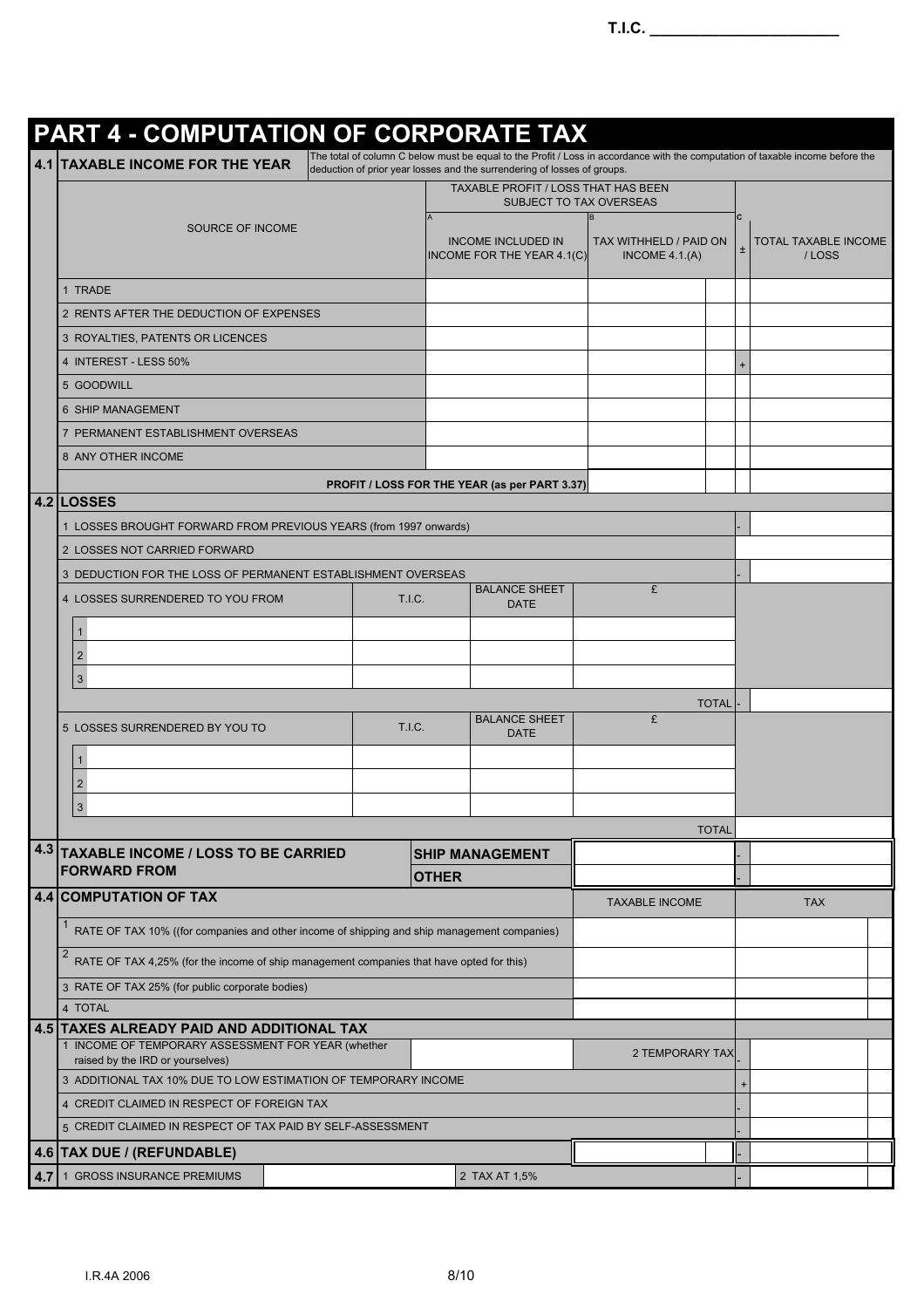T.I.C. ______________________

# PART 4 - COMPUTATION OF CORPORATE TAX

## 4.1 TAXABLE INCOME FOR THE YEAR

The total of column C below must be equal to the Profit / Loss in accordance with the computation of taxable income before the deduction of prior year losses and the surrendering of losses of groups.

| SOURCE OF INCOME | TAXABLE PROFIT / LOSS THAT HAS BEEN SUBJECT TO TAX OVERSEAS | | | C | |
|---|---|---|---|---|---|
| | A INCOME INCLUDED IN INCOME FOR THE YEAR 4.1(C) | B TAX WITHHELD / PAID ON INCOME 4.1.(A) | | ± | TOTAL TAXABLE INCOME / LOSS |
| 1 TRADE | | | | | |
| 2 RENTS AFTER THE DEDUCTION OF EXPENSES | | | | | |
| 3 ROYALTIES, PATENTS OR LICENCES | | | | | |
| 4 INTEREST - LESS 50% | | | | + | |
| 5 GOODWILL | | | | | |
| 6 SHIP MANAGEMENT | | | | | |
| 7 PERMANENT ESTABLISHMENT OVERSEAS | | | | | |
| 8 ANY OTHER INCOME | | | | | |
| PROFIT / LOSS FOR THE YEAR (as per PART 3.37) | | | | | |

## 4.2 LOSSES

| | | | | | |
|---|---|---|---|---|---|
| 1 LOSSES BROUGHT FORWARD FROM PREVIOUS YEARS (from 1997 onwards) | | | | - | |
| 2 LOSSES NOT CARRIED FORWARD | | | | | |
| 3 DEDUCTION FOR THE LOSS OF PERMANENT ESTABLISHMENT OVERSEAS | | | | - | |
| 4 LOSSES SURRENDERED TO YOU FROM | T.I.C. | BALANCE SHEET DATE | £ | | |
| 1 | | | | | |
| 2 | | | | | |
| 3 | | | | | |
| | | | TOTAL | - | |
| 5 LOSSES SURRENDERED BY YOU TO | T.I.C. | BALANCE SHEET DATE | £ | | |
| 1 | | | | | |
| 2 | | | | | |
| 3 | | | | | |
| | | | TOTAL | | |

## 4.3 TAXABLE INCOME / LOSS TO BE CARRIED FORWARD FROM

| | | | |
|---|---|---|---|
| SHIP MANAGEMENT | | - | |
| OTHER | | - | |

## 4.4 COMPUTATION OF TAX

| | TAXABLE INCOME | TAX |
|---|---|---|
| 1 RATE OF TAX 10% ((for companies and other income of shipping and ship management companies) | | |
| 2 RATE OF TAX 4,25% (for the income of ship management companies that have opted for this) | | |
| 3 RATE OF TAX 25% (for public corporate bodies) | | |
| 4 TOTAL | | |

## 4.5 TAXES ALREADY PAID AND ADDITIONAL TAX

| | | | | |
|---|---|---|---|---|
| 1 INCOME OF TEMPORARY ASSESSMENT FOR YEAR (whether raised by the IRD or yourselves) | | 2 TEMPORARY TAX | - | |
| 3 ADDITIONAL TAX 10% DUE TO LOW ESTIMATION OF TEMPORARY INCOME | | | + | |
| 4 CREDIT CLAIMED IN RESPECT OF FOREIGN TAX | | | - | |
| 5 CREDIT CLAIMED IN RESPECT OF TAX PAID BY SELF-ASSESSMENT | | | - | |

## 4.6 TAX DUE / (REFUNDABLE)

| | | |
|---|---|---|
| | - | |

## 4.7

| | | | | |
|---|---|---|---|---|
| 1 GROSS INSURANCE PREMIUMS | | 2 TAX AT 1,5% | - | |

I.R.4A 2006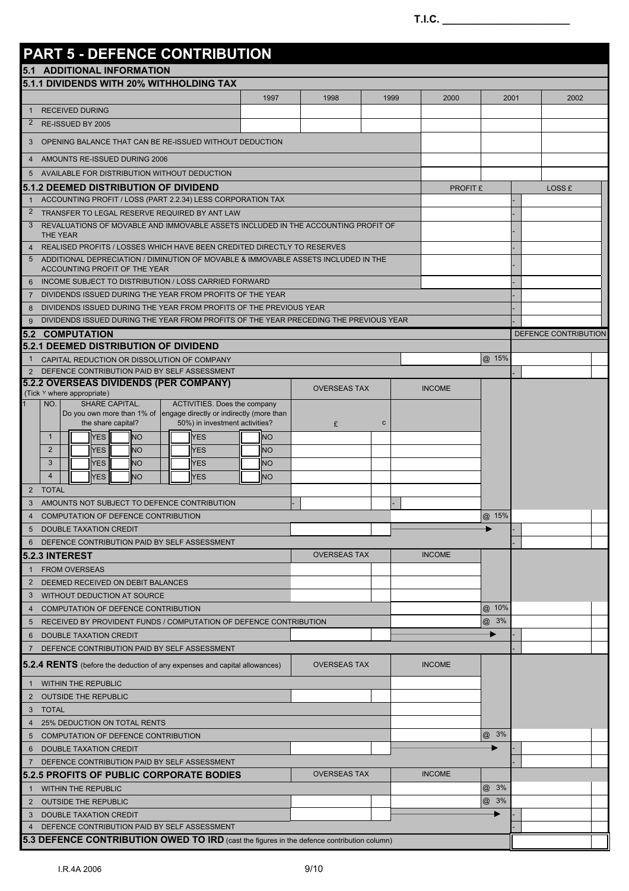T.I.C. ______________________

# PART 5 - DEFENCE CONTRIBUTION

## 5.1 ADDITIONAL INFORMATION

### 5.1.1 DIVIDENDS WITH 20% WITHHOLDING TAX

| | | 1997 | 1998 | 1999 | 2000 | 2001 | 2002 |
|---|---|---|---|---|---|---|---|
| 1 | RECEIVED DURING | | | | | | |
| 2 | RE-ISSUED BY 2005 | | | | | | |
| 3 | OPENING BALANCE THAT CAN BE RE-ISSUED WITHOUT DEDUCTION | | | | | | |
| 4 | AMOUNTS RE-ISSUED DURING 2006 | | | | | | |
| 5 | AVAILABLE FOR DISTRIBUTION WITHOUT DEDUCTION | | | | | | |

### 5.1.2 DEEMED DISTRIBUTION OF DIVIDEND

| | | PROFIT £ | LOSS £ |
|---|---|---|---|
| 1 | ACCOUNTING PROFIT / LOSS (PART 2.2.34) LESS CORPORATION TAX | | - |
| 2 | TRANSFER TO LEGAL RESERVE REQUIRED BY ANT LAW | | - |
| 3 | REVALUATIONS OF MOVABLE AND IMMOVABLE ASSETS INCLUDED IN THE ACCOUNTING PROFIT OF THE YEAR | | - |
| 4 | REALISED PROFITS / LOSSES WHICH HAVE BEEN CREDITED DIRECTLY TO RESERVES | | - |
| 5 | ADDITIONAL DEPRECIATION / DIMINUTION OF MOVABLE & IMMOVABLE ASSETS INCLUDED IN THE ACCOUNTING PROFIT OF THE YEAR | | - |
| 6 | INCOME SUBJECT TO DISTRIBUTION / LOSS CARRIED FORWARD | | - |
| 7 | DIVIDENDS ISSUED DURING THE YEAR FROM PROFITS OF THE YEAR | | - |
| 8 | DIVIDENDS ISSUED DURING THE YEAR FROM PROFITS OF THE PREVIOUS YEAR | | - |
| 9 | DIVIDENDS ISSUED DURING THE YEAR FROM PROFITS OF THE YEAR PRECEDING THE PREVIOUS YEAR | | - |

## 5.2 COMPUTATION

### 5.2.1 DEEMED DISTRIBUTION OF DIVIDEND

| | | | Rate | DEFENCE CONTRIBUTION |
|---|---|---|---|---|
| 1 | CAPITAL REDUCTION OR DISSOLUTION OF COMPANY | | @ 15% | |
| 2 | DEFENCE CONTRIBUTION PAID BY SELF ASSESSMENT | | | - |

### 5.2.2 OVERSEAS DIVIDENDS (PER COMPANY)

(Tick √ where appropriate)

| 1 NO. | SHARE CAPITAL. Do you own more than 1% of the share capital? | ACTIVITIES. Does the company engage directly or indirectly (more than 50%) in investment activities? | OVERSEAS TAX £ | c | INCOME | Rate | DEFENCE CONTRIBUTION |
|---|---|---|---|---|---|---|---|
| 1 | YES / NO | YES / NO | | | | | |
| 2 | YES / NO | YES / NO | | | | | |
| 3 | YES / NO | YES / NO | | | | | |
| 4 | YES / NO | YES / NO | | | | | |
| 2 | TOTAL | | | | | | |
| 3 | AMOUNTS NOT SUBJECT TO DEFENCE CONTRIBUTION | | - | | - | | |
| 4 | COMPUTATION OF DEFENCE CONTRIBUTION | | | | | @ 15% | |
| 5 | DOUBLE TAXATION CREDIT | | | | ► | | - |
| 6 | DEFENCE CONTRIBUTION PAID BY SELF ASSESSMENT | | | | | | - |

### 5.2.3 INTEREST

| | | OVERSEAS TAX | | INCOME | Rate | DEFENCE CONTRIBUTION |
|---|---|---|---|---|---|---|
| 1 | FROM OVERSEAS | | | | | |
| 2 | DEEMED RECEIVED ON DEBIT BALANCES | | | | | |
| 3 | WITHOUT DEDUCTION AT SOURCE | | | | | |
| 4 | COMPUTATION OF DEFENCE CONTRIBUTION | | | | @ 10% | |
| 5 | RECEIVED BY PROVIDENT FUNDS / COMPUTATION OF DEFENCE CONTRIBUTION | | | | @ 3% | |
| 6 | DOUBLE TAXATION CREDIT | | | ► | | - |
| 7 | DEFENCE CONTRIBUTION PAID BY SELF ASSESSMENT | | | | | - |

### 5.2.4 RENTS (before the deduction of any expenses and capital allowances)

| | | OVERSEAS TAX | | INCOME | Rate | DEFENCE CONTRIBUTION |
|---|---|---|---|---|---|---|
| 1 | WITHIN THE REPUBLIC | | | | | |
| 2 | OUTSIDE THE REPUBLIC | | | | | |
| 3 | TOTAL | | | | | |
| 4 | 25% DEDUCTION ON TOTAL RENTS | | | | | |
| 5 | COMPUTATION OF DEFENCE CONTRIBUTION | | | | @ 3% | |
| 6 | DOUBLE TAXATION CREDIT | | | ► | | - |
| 7 | DEFENCE CONTRIBUTION PAID BY SELF ASSESSMENT | | | | | - |

### 5.2.5 PROFITS OF PUBLIC CORPORATE BODIES

| | | OVERSEAS TAX | | INCOME | Rate | DEFENCE CONTRIBUTION |
|---|---|---|---|---|---|---|
| 1 | WITHIN THE REPUBLIC | | | | @ 3% | |
| 2 | OUTSIDE THE REPUBLIC | | | | @ 3% | |
| 3 | DOUBLE TAXATION CREDIT | | | ► | | - |
| 4 | DEFENCE CONTRIBUTION PAID BY SELF ASSESSMENT | | | | | - |

## 5.3 DEFENCE CONTRIBUTION OWED TO IRD (cast the figures in the defence contribution column)

I.R.4A 2006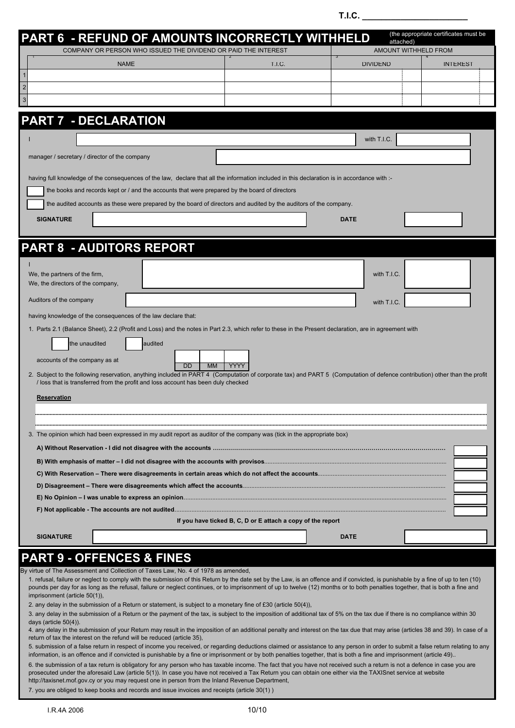T.I.C. ______________________

## PART 6 - REFUND OF AMOUNTS INCORRECTLY WITHHELD

(the appropriate certificates must be attached)

| | COMPANY OR PERSON WHO ISSUED THE DIVIDEND OR PAID THE INTEREST | | AMOUNT WITHHELD FROM | |
|---|---|---|---|---|
| | 1 NAME | 2 T.I.C. | 3 DIVIDEND | 4 INTEREST |
| 1 | | | | |
| 2 | | | | |
| 3 | | | | |

## PART 7 - DECLARATION

I ______________________ with T.I.C. __________

manager / secretary / director of the company ______________________

having full knowledge of the consequences of the law, declare that all the information included in this declaration is in accordance with :-

☐ the books and records kept or / and the accounts that were prepared by the board of directors

☐ the audited accounts as these were prepared by the board of directors and audited by the auditors of the company.

**SIGNATURE** ______________________ **DATE** __________

## PART 8 - AUDITORS REPORT

I
We, the partners of the firm,
We, the directors of the company, ______________________ with T.I.C. __________

Auditors of the company ______________________ with T.I.C. __________

having knowledge of the consequences of the law declare that:

1. Parts 2.1 (Balance Sheet), 2.2 (Profit and Loss) and the notes in Part 2.3, which refer to these in the Present declaration, are in agreement with

☐ the unaudited ☐ audited

accounts of the company as at DD MM YYYY

2. Subject to the following reservation, anything included in PART 4 (Computation of corporate tax) and PART 5 (Computation of defence contribution) other than the profit / loss that is transferred from the profit and loss account has been duly checked

**Reservation**

.....................................................................................................

.....................................................................................................

3. The opinion which had been expressed in my audit report as auditor of the company was (tick in the appropriate box)

**A) Without Reservation - I did not disagree with the accounts** ........ ☐

**B) With emphasis of matter – I did not disagree with the accounts with provisos**........ ☐

**C) With Reservation – There were disagreements in certain areas which do not affect the accounts**........ ☐

**D) Disagreement – There were disagreements which affect the accounts**........ ☐

**E) No Opinion – I was unable to express an opinion**........ ☐

**F) Not applicable - The accounts are not audited**........ ☐

**If you have ticked B, C, D or E attach a copy of the report**

**SIGNATURE** ______________________ **DATE** __________

## PART 9 - OFFENCES & FINES

By virtue of The Assessment and Collection of Taxes Law, No. 4 of 1978 as amended,

1. refusal, failure or neglect to comply with the submission of this Return by the date set by the Law, is an offence and if convicted, is punishable by a fine of up to ten (10) pounds per day for as long as the refusal, failure or neglect continues, or to imprisonment of up to twelve (12) months or to both penalties together, that is both a fine and imprisonment (article 50(1)),
2. any delay in the submission of a Return or statement, is subject to a monetary fine of £30 (article 50(4)),
3. any delay in the submission of a Return or the payment of the tax, is subject to the imposition of additional tax of 5% on the tax due if there is no compliance within 30 days (article 50(4)).
4. any delay in the submission of your Return may result in the imposition of an additional penalty and interest on the tax due that may arise (articles 38 and 39). In case of a return of tax the interest on the refund will be reduced (article 35),
5. submission of a false return in respect of income you received, or regarding deductions claimed or assistance to any person in order to submit a false return relating to any information, is an offence and if convicted is punishable by a fine or imprisonment or by both penalties together, that is both a fine and imprisonment (article 49)..
6. the submission of a tax return is obligatory for any person who has taxable income. The fact that you have not received such a return is not a defence in case you are prosecuted under the aforesaid Law (article 5(1)). In case you have not received a Tax Return you can obtain one either via the TAXISnet service at website http://taxisnet.mof.gov.cy or you may request one in person from the Inland Revenue Department,
7. you are obliged to keep books and records and issue invoices and receipts (article 30(1) )

I.R.4A 2006